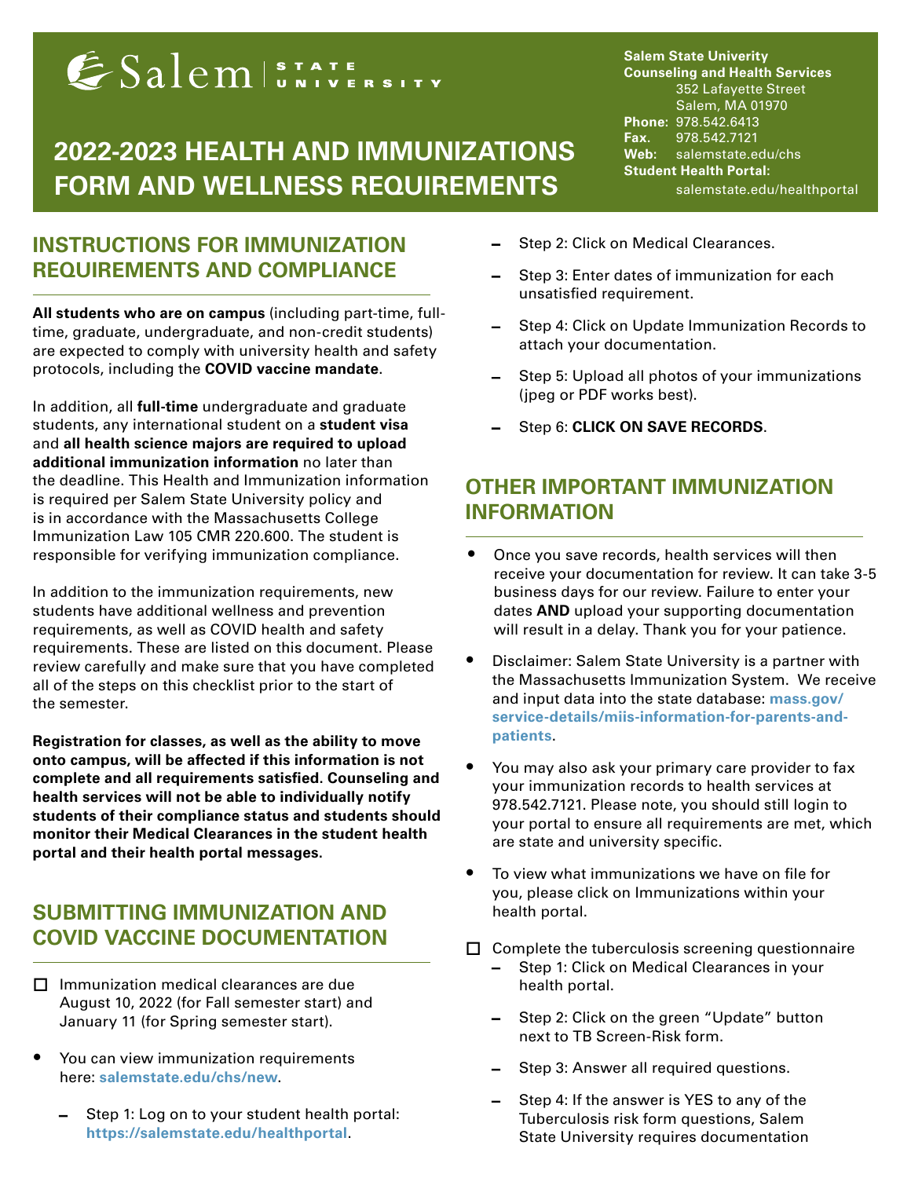Salem STATE UNIVERSITY

# 2022-2023 HEALTH AND IMMUNIZATIONS FORM AND WELLNESS REQUIREMENTS

**Salem State Univerity**
**Counseling and Health Services**
352 Lafayette Street
Salem, MA 01970
**Phone:** 978.542.6413
**Fax.** 978.542.7121
**Web:** salemstate.edu/chs
**Student Health Portal:**
salemstate.edu/healthportal

## INSTRUCTIONS FOR IMMUNIZATION REQUIREMENTS AND COMPLIANCE

**All students who are on campus** (including part-time, full-time, graduate, undergraduate, and non-credit students) are expected to comply with university health and safety protocols, including the **COVID vaccine mandate**.

In addition, all **full-time** undergraduate and graduate students, any international student on a **student visa** and **all health science majors are required to upload additional immunization information** no later than the deadline. This Health and Immunization information is required per Salem State University policy and is in accordance with the Massachusetts College Immunization Law 105 CMR 220.600. The student is responsible for verifying immunization compliance.

In addition to the immunization requirements, new students have additional wellness and prevention requirements, as well as COVID health and safety requirements. These are listed on this document. Please review carefully and make sure that you have completed all of the steps on this checklist prior to the start of the semester.

**Registration for classes, as well as the ability to move onto campus, will be affected if this information is not complete and all requirements satisfied. Counseling and health services will not be able to individually notify students of their compliance status and students should monitor their Medical Clearances in the student health portal and their health portal messages.**

## SUBMITTING IMMUNIZATION AND COVID VACCINE DOCUMENTATION

- ☐ Immunization medical clearances are due August 10, 2022 (for Fall semester start) and January 11 (for Spring semester start).
- You can view immunization requirements here: **salemstate.edu/chs/new**.
  - Step 1: Log on to your student health portal: **https://salemstate.edu/healthportal**.
  - Step 2: Click on Medical Clearances.
  - Step 3: Enter dates of immunization for each unsatisfied requirement.
  - Step 4: Click on Update Immunization Records to attach your documentation.
  - Step 5: Upload all photos of your immunizations (jpeg or PDF works best).
  - Step 6: **CLICK ON SAVE RECORDS**.

## OTHER IMPORTANT IMMUNIZATION INFORMATION

- Once you save records, health services will then receive your documentation for review. It can take 3-5 business days for our review. Failure to enter your dates **AND** upload your supporting documentation will result in a delay. Thank you for your patience.
- Disclaimer: Salem State University is a partner with the Massachusetts Immunization System. We receive and input data into the state database: **mass.gov/service-details/miis-information-for-parents-and-patients**.
- You may also ask your primary care provider to fax your immunization records to health services at 978.542.7121. Please note, you should still login to your portal to ensure all requirements are met, which are state and university specific.
- To view what immunizations we have on file for you, please click on Immunizations within your health portal.

☐ Complete the tuberculosis screening questionnaire
  - Step 1: Click on Medical Clearances in your health portal.
  - Step 2: Click on the green "Update" button next to TB Screen-Risk form.
  - Step 3: Answer all required questions.
  - Step 4: If the answer is YES to any of the Tuberculosis risk form questions, Salem State University requires documentation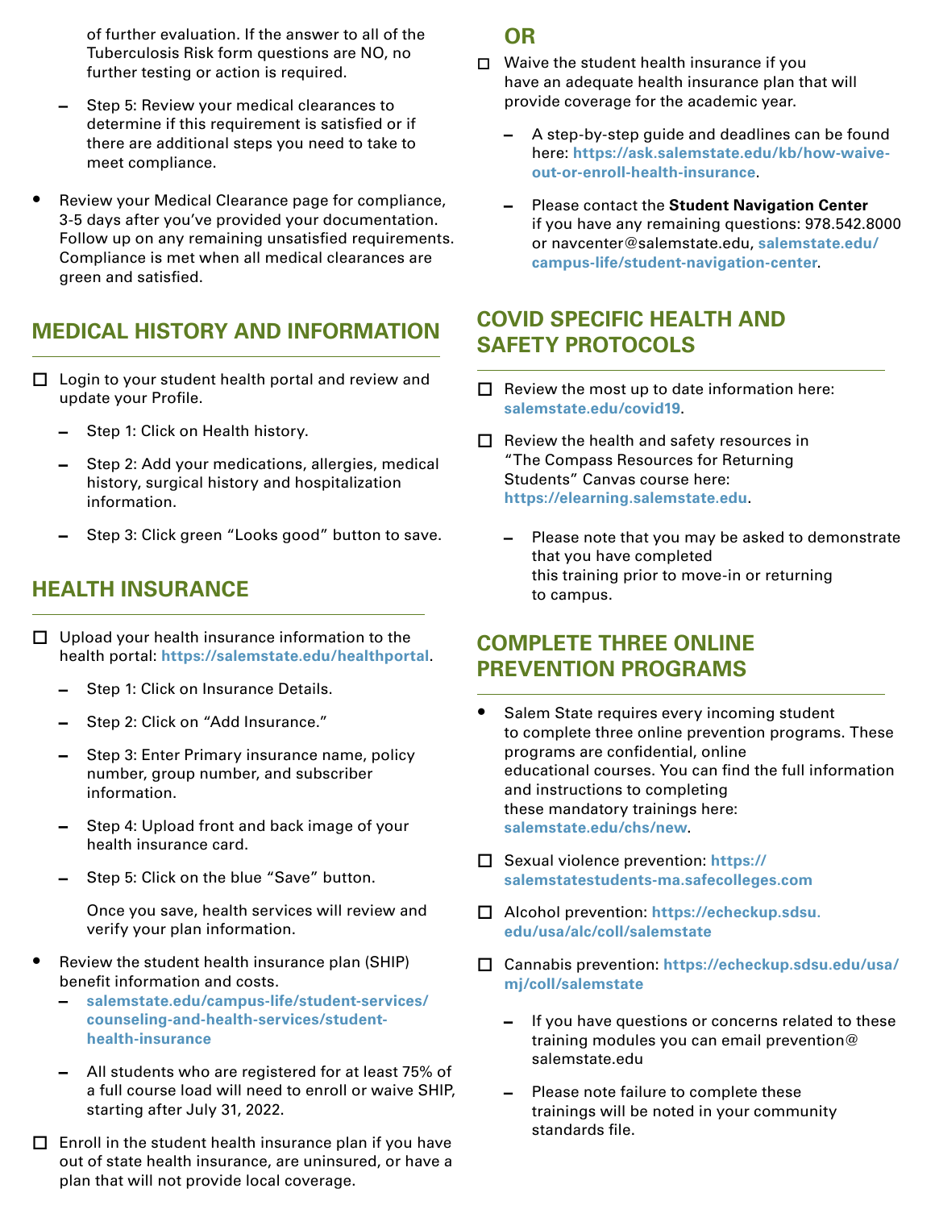of further evaluation. If the answer to all of the Tuberculosis Risk form questions are NO, no further testing or action is required.

- Step 5: Review your medical clearances to determine if this requirement is satisfied or if there are additional steps you need to take to meet compliance.

- Review your Medical Clearance page for compliance, 3-5 days after you've provided your documentation. Follow up on any remaining unsatisfied requirements. Compliance is met when all medical clearances are green and satisfied.

## MEDICAL HISTORY AND INFORMATION

- ☐ Login to your student health portal and review and update your Profile.
  - Step 1: Click on Health history.
  - Step 2: Add your medications, allergies, medical history, surgical history and hospitalization information.
  - Step 3: Click green "Looks good" button to save.

## HEALTH INSURANCE

- ☐ Upload your health insurance information to the health portal: **https://salemstate.edu/healthportal**.
  - Step 1: Click on Insurance Details.
  - Step 2: Click on "Add Insurance."
  - Step 3: Enter Primary insurance name, policy number, group number, and subscriber information.
  - Step 4: Upload front and back image of your health insurance card.
  - Step 5: Click on the blue "Save" button.

  Once you save, health services will review and verify your plan information.

- Review the student health insurance plan (SHIP) benefit information and costs.
  - **salemstate.edu/campus-life/student-services/counseling-and-health-services/student-health-insurance**
  - All students who are registered for at least 75% of a full course load will need to enroll or waive SHIP, starting after July 31, 2022.

- ☐ Enroll in the student health insurance plan if you have out of state health insurance, are uninsured, or have a plan that will not provide local coverage.

**OR**

- ☐ Waive the student health insurance if you have an adequate health insurance plan that will provide coverage for the academic year.
  - A step-by-step guide and deadlines can be found here: **https://ask.salemstate.edu/kb/how-waive-out-or-enroll-health-insurance**.
  - Please contact the **Student Navigation Center** if you have any remaining questions: 978.542.8000 or navcenter@salemstate.edu, **salemstate.edu/campus-life/student-navigation-center**.

## COVID SPECIFIC HEALTH AND SAFETY PROTOCOLS

- ☐ Review the most up to date information here: **salemstate.edu/covid19**.
- ☐ Review the health and safety resources in "The Compass Resources for Returning Students" Canvas course here: **https://elearning.salemstate.edu**.
  - Please note that you may be asked to demonstrate that you have completed this training prior to move-in or returning to campus.

## COMPLETE THREE ONLINE PREVENTION PROGRAMS

- Salem State requires every incoming student to complete three online prevention programs. These programs are confidential, online educational courses. You can find the full information and instructions to completing these mandatory trainings here: **salemstate.edu/chs/new**.
- ☐ Sexual violence prevention: **https://salemstatestudents-ma.safecolleges.com**
- ☐ Alcohol prevention: **https://echeckup.sdsu.edu/usa/alc/coll/salemstate**
- ☐ Cannabis prevention: **https://echeckup.sdsu.edu/usa/mj/coll/salemstate**
  - If you have questions or concerns related to these training modules you can email prevention@salemstate.edu
  - Please note failure to complete these trainings will be noted in your community standards file.